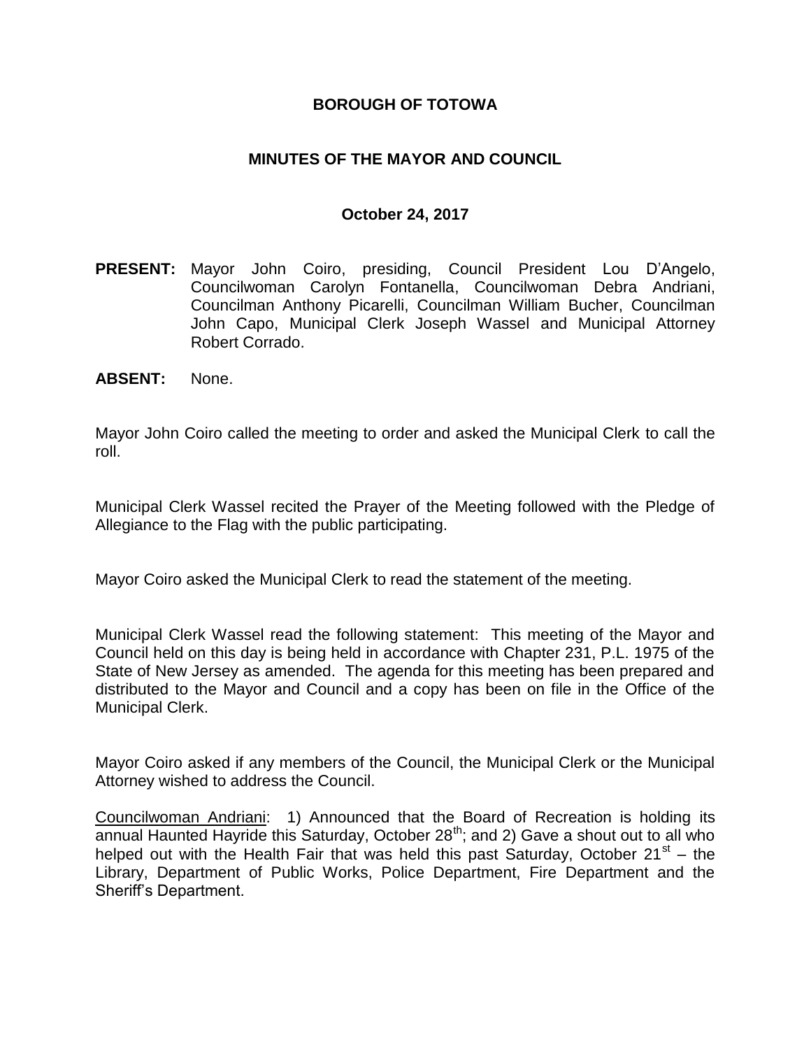# BOROUGH OF TOTOWA

## MINUTES OF THE MAYOR AND COUNCIL

### October 24, 2017

**PRESENT:** Mayor John Coiro, presiding, Council President Lou D'Angelo, Councilwoman Carolyn Fontanella, Councilwoman Debra Andriani, Councilman Anthony Picarelli, Councilman William Bucher, Councilman John Capo, Municipal Clerk Joseph Wassel and Municipal Attorney Robert Corrado.

**ABSENT:** None.

Mayor John Coiro called the meeting to order and asked the Municipal Clerk to call the roll.

Municipal Clerk Wassel recited the Prayer of the Meeting followed with the Pledge of Allegiance to the Flag with the public participating.

Mayor Coiro asked the Municipal Clerk to read the statement of the meeting.

Municipal Clerk Wassel read the following statement: This meeting of the Mayor and Council held on this day is being held in accordance with Chapter 231, P.L. 1975 of the State of New Jersey as amended. The agenda for this meeting has been prepared and distributed to the Mayor and Council and a copy has been on file in the Office of the Municipal Clerk.

Mayor Coiro asked if any members of the Council, the Municipal Clerk or the Municipal Attorney wished to address the Council.

Councilwoman Andriani: 1) Announced that the Board of Recreation is holding its annual Haunted Hayride this Saturday, October 28th; and 2) Gave a shout out to all who helped out with the Health Fair that was held this past Saturday, October 21st – the Library, Department of Public Works, Police Department, Fire Department and the Sheriff's Department.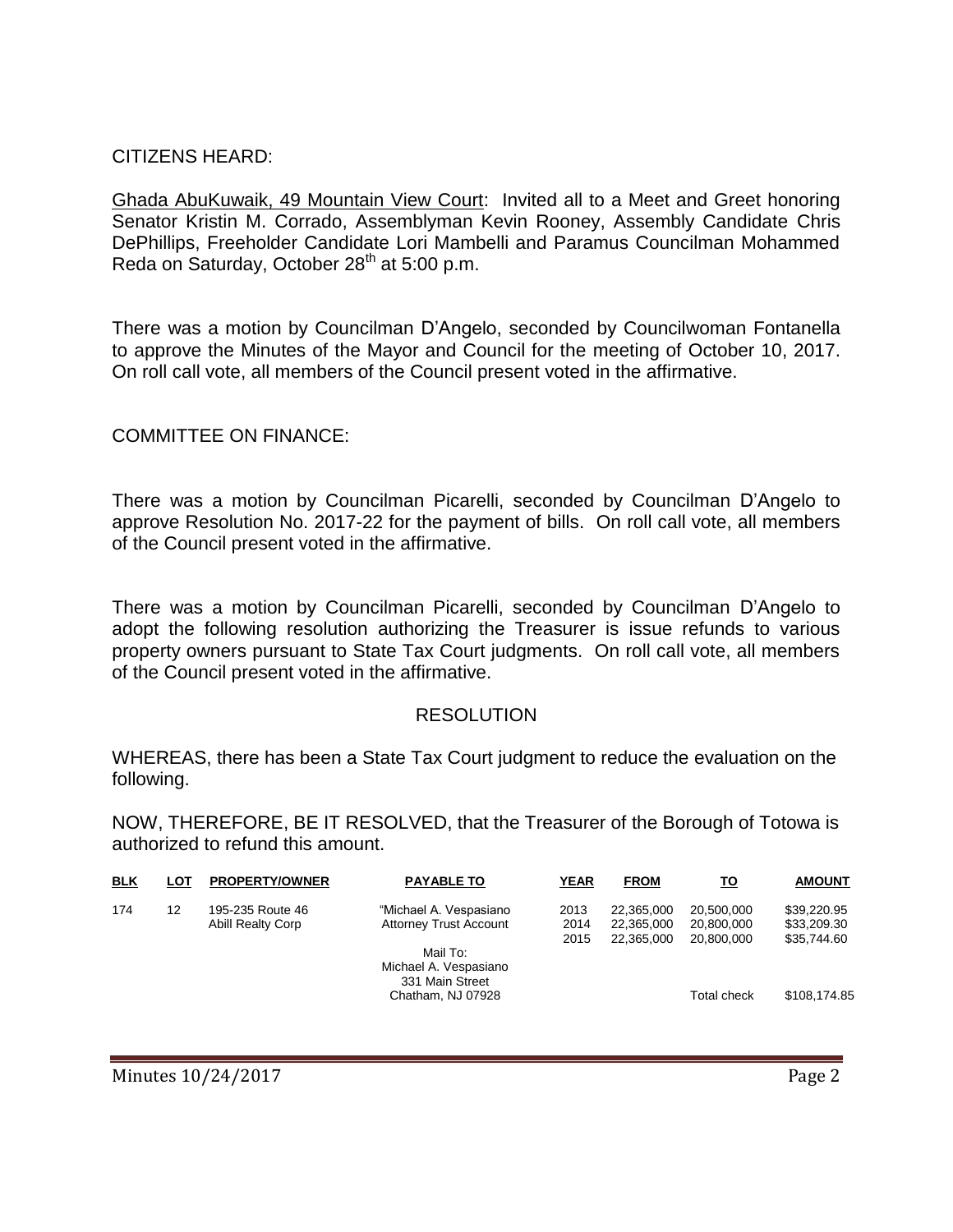CITIZENS HEARD:

Ghada AbuKuwaik, 49 Mountain View Court: Invited all to a Meet and Greet honoring Senator Kristin M. Corrado, Assemblyman Kevin Rooney, Assembly Candidate Chris DePhillips, Freeholder Candidate Lori Mambelli and Paramus Councilman Mohammed Reda on Saturday, October 28th at 5:00 p.m.

There was a motion by Councilman D'Angelo, seconded by Councilwoman Fontanella to approve the Minutes of the Mayor and Council for the meeting of October 10, 2017. On roll call vote, all members of the Council present voted in the affirmative.

COMMITTEE ON FINANCE:

There was a motion by Councilman Picarelli, seconded by Councilman D'Angelo to approve Resolution No. 2017-22 for the payment of bills. On roll call vote, all members of the Council present voted in the affirmative.

There was a motion by Councilman Picarelli, seconded by Councilman D'Angelo to adopt the following resolution authorizing the Treasurer is issue refunds to various property owners pursuant to State Tax Court judgments. On roll call vote, all members of the Council present voted in the affirmative.

RESOLUTION

WHEREAS, there has been a State Tax Court judgment to reduce the evaluation on the following.

NOW, THEREFORE, BE IT RESOLVED, that the Treasurer of the Borough of Totowa is authorized to refund this amount.

| BLK | LOT | PROPERTY/OWNER | PAYABLE TO | YEAR | FROM | TO | AMOUNT |
|---|---|---|---|---|---|---|---|
| 174 | 12 | 195-235 Route 46 Abill Realty Corp | "Michael A. Vespasiano Attorney Trust Account | 2013 | 22,365,000 | 20,500,000 | \$39,220.95 |
| | | | | 2014 | 22,365,000 | 20,800,000 | \$33,209.30 |
| | | | | 2015 | 22,365,000 | 20,800,000 | \$35,744.60 |
| | | | Mail To: Michael A. Vespasiano 331 Main Street Chatham, NJ 07928 | | | Total check | \$108,174.85 |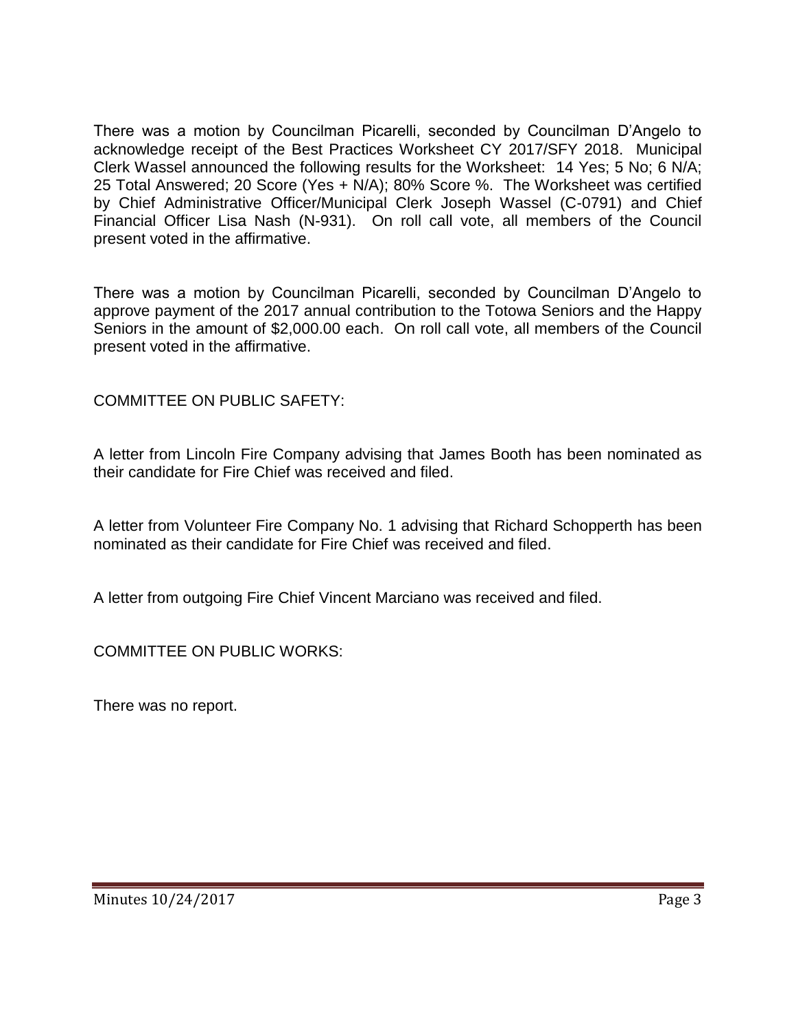There was a motion by Councilman Picarelli, seconded by Councilman D'Angelo to acknowledge receipt of the Best Practices Worksheet CY 2017/SFY 2018. Municipal Clerk Wassel announced the following results for the Worksheet: 14 Yes; 5 No; 6 N/A; 25 Total Answered; 20 Score (Yes + N/A); 80% Score %. The Worksheet was certified by Chief Administrative Officer/Municipal Clerk Joseph Wassel (C-0791) and Chief Financial Officer Lisa Nash (N-931). On roll call vote, all members of the Council present voted in the affirmative.

There was a motion by Councilman Picarelli, seconded by Councilman D'Angelo to approve payment of the 2017 annual contribution to the Totowa Seniors and the Happy Seniors in the amount of $2,000.00 each. On roll call vote, all members of the Council present voted in the affirmative.

COMMITTEE ON PUBLIC SAFETY:

A letter from Lincoln Fire Company advising that James Booth has been nominated as their candidate for Fire Chief was received and filed.

A letter from Volunteer Fire Company No. 1 advising that Richard Schopperth has been nominated as their candidate for Fire Chief was received and filed.

A letter from outgoing Fire Chief Vincent Marciano was received and filed.

COMMITTEE ON PUBLIC WORKS:

There was no report.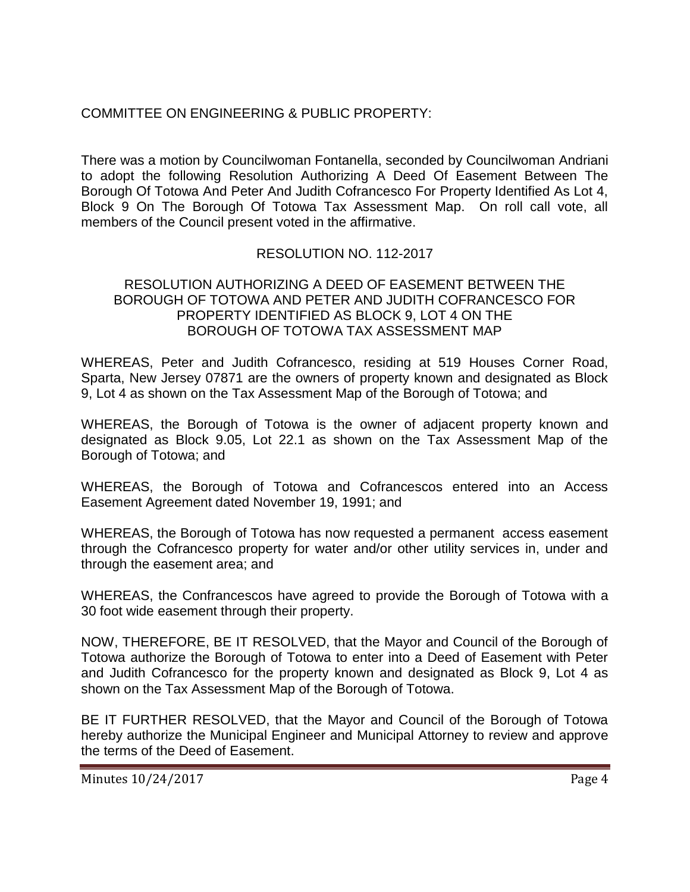COMMITTEE ON ENGINEERING & PUBLIC PROPERTY:

There was a motion by Councilwoman Fontanella, seconded by Councilwoman Andriani to adopt the following Resolution Authorizing A Deed Of Easement Between The Borough Of Totowa And Peter And Judith Cofrancesco For Property Identified As Lot 4, Block 9 On The Borough Of Totowa Tax Assessment Map. On roll call vote, all members of the Council present voted in the affirmative.

RESOLUTION NO. 112-2017

RESOLUTION AUTHORIZING A DEED OF EASEMENT BETWEEN THE BOROUGH OF TOTOWA AND PETER AND JUDITH COFRANCESCO FOR PROPERTY IDENTIFIED AS BLOCK 9, LOT 4 ON THE BOROUGH OF TOTOWA TAX ASSESSMENT MAP

WHEREAS, Peter and Judith Cofrancesco, residing at 519 Houses Corner Road, Sparta, New Jersey 07871 are the owners of property known and designated as Block 9, Lot 4 as shown on the Tax Assessment Map of the Borough of Totowa; and

WHEREAS, the Borough of Totowa is the owner of adjacent property known and designated as Block 9.05, Lot 22.1 as shown on the Tax Assessment Map of the Borough of Totowa; and

WHEREAS, the Borough of Totowa and Cofrancescos entered into an Access Easement Agreement dated November 19, 1991; and

WHEREAS, the Borough of Totowa has now requested a permanent access easement through the Cofrancesco property for water and/or other utility services in, under and through the easement area; and

WHEREAS, the Confrancescos have agreed to provide the Borough of Totowa with a 30 foot wide easement through their property.

NOW, THEREFORE, BE IT RESOLVED, that the Mayor and Council of the Borough of Totowa authorize the Borough of Totowa to enter into a Deed of Easement with Peter and Judith Cofrancesco for the property known and designated as Block 9, Lot 4 as shown on the Tax Assessment Map of the Borough of Totowa.

BE IT FURTHER RESOLVED, that the Mayor and Council of the Borough of Totowa hereby authorize the Municipal Engineer and Municipal Attorney to review and approve the terms of the Deed of Easement.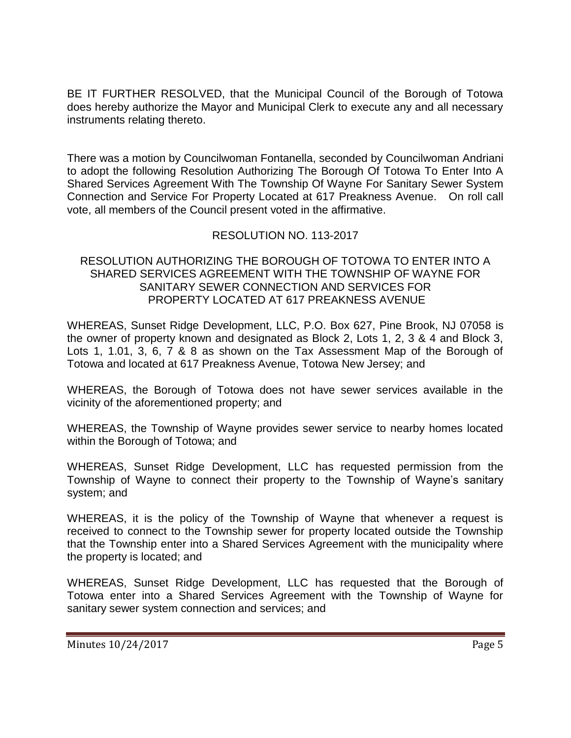BE IT FURTHER RESOLVED, that the Municipal Council of the Borough of Totowa does hereby authorize the Mayor and Municipal Clerk to execute any and all necessary instruments relating thereto.

There was a motion by Councilwoman Fontanella, seconded by Councilwoman Andriani to adopt the following Resolution Authorizing The Borough Of Totowa To Enter Into A Shared Services Agreement With The Township Of Wayne For Sanitary Sewer System Connection and Service For Property Located at 617 Preakness Avenue. On roll call vote, all members of the Council present voted in the affirmative.

RESOLUTION NO. 113-2017

RESOLUTION AUTHORIZING THE BOROUGH OF TOTOWA TO ENTER INTO A SHARED SERVICES AGREEMENT WITH THE TOWNSHIP OF WAYNE FOR SANITARY SEWER CONNECTION AND SERVICES FOR PROPERTY LOCATED AT 617 PREAKNESS AVENUE

WHEREAS, Sunset Ridge Development, LLC, P.O. Box 627, Pine Brook, NJ 07058 is the owner of property known and designated as Block 2, Lots 1, 2, 3 & 4 and Block 3, Lots 1, 1.01, 3, 6, 7 & 8 as shown on the Tax Assessment Map of the Borough of Totowa and located at 617 Preakness Avenue, Totowa New Jersey; and

WHEREAS, the Borough of Totowa does not have sewer services available in the vicinity of the aforementioned property; and

WHEREAS, the Township of Wayne provides sewer service to nearby homes located within the Borough of Totowa; and

WHEREAS, Sunset Ridge Development, LLC has requested permission from the Township of Wayne to connect their property to the Township of Wayne's sanitary system; and

WHEREAS, it is the policy of the Township of Wayne that whenever a request is received to connect to the Township sewer for property located outside the Township that the Township enter into a Shared Services Agreement with the municipality where the property is located; and

WHEREAS, Sunset Ridge Development, LLC has requested that the Borough of Totowa enter into a Shared Services Agreement with the Township of Wayne for sanitary sewer system connection and services; and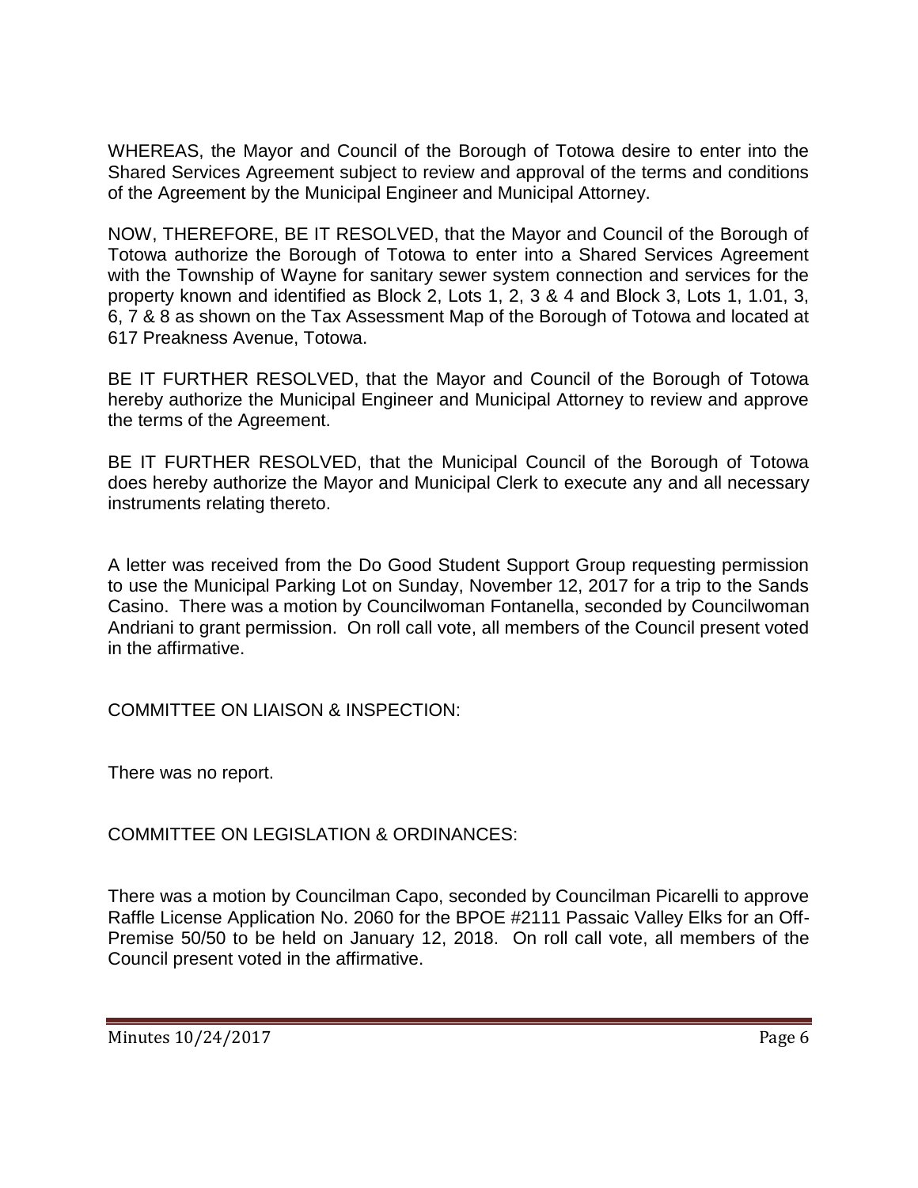WHEREAS, the Mayor and Council of the Borough of Totowa desire to enter into the Shared Services Agreement subject to review and approval of the terms and conditions of the Agreement by the Municipal Engineer and Municipal Attorney.

NOW, THEREFORE, BE IT RESOLVED, that the Mayor and Council of the Borough of Totowa authorize the Borough of Totowa to enter into a Shared Services Agreement with the Township of Wayne for sanitary sewer system connection and services for the property known and identified as Block 2, Lots 1, 2, 3 & 4 and Block 3, Lots 1, 1.01, 3, 6, 7 & 8 as shown on the Tax Assessment Map of the Borough of Totowa and located at 617 Preakness Avenue, Totowa.

BE IT FURTHER RESOLVED, that the Mayor and Council of the Borough of Totowa hereby authorize the Municipal Engineer and Municipal Attorney to review and approve the terms of the Agreement.

BE IT FURTHER RESOLVED, that the Municipal Council of the Borough of Totowa does hereby authorize the Mayor and Municipal Clerk to execute any and all necessary instruments relating thereto.

A letter was received from the Do Good Student Support Group requesting permission to use the Municipal Parking Lot on Sunday, November 12, 2017 for a trip to the Sands Casino. There was a motion by Councilwoman Fontanella, seconded by Councilwoman Andriani to grant permission. On roll call vote, all members of the Council present voted in the affirmative.

COMMITTEE ON LIAISON & INSPECTION:

There was no report.

COMMITTEE ON LEGISLATION & ORDINANCES:

There was a motion by Councilman Capo, seconded by Councilman Picarelli to approve Raffle License Application No. 2060 for the BPOE #2111 Passaic Valley Elks for an Off-Premise 50/50 to be held on January 12, 2018. On roll call vote, all members of the Council present voted in the affirmative.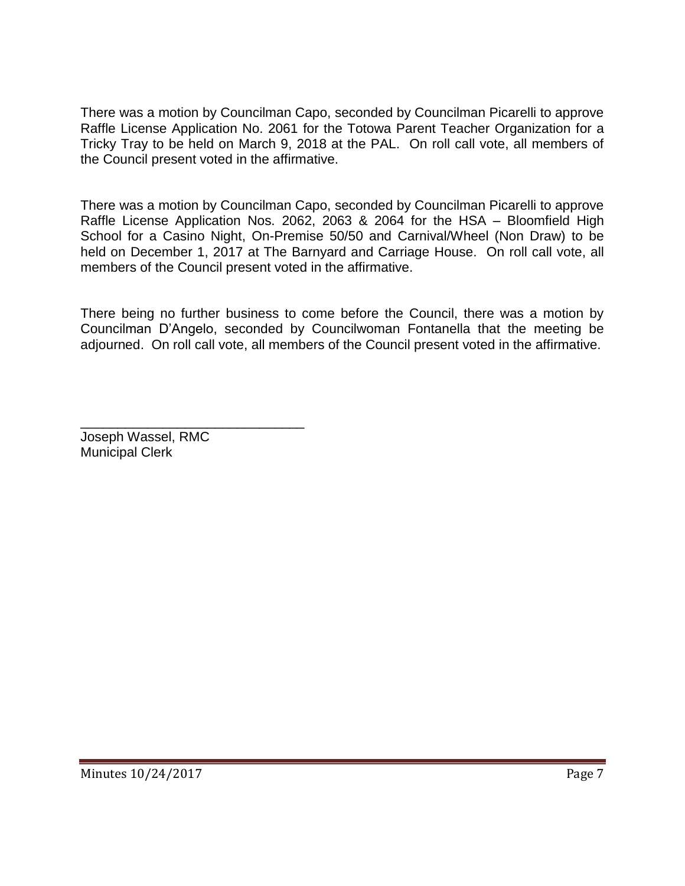There was a motion by Councilman Capo, seconded by Councilman Picarelli to approve Raffle License Application No. 2061 for the Totowa Parent Teacher Organization for a Tricky Tray to be held on March 9, 2018 at the PAL. On roll call vote, all members of the Council present voted in the affirmative.

There was a motion by Councilman Capo, seconded by Councilman Picarelli to approve Raffle License Application Nos. 2062, 2063 & 2064 for the HSA – Bloomfield High School for a Casino Night, On-Premise 50/50 and Carnival/Wheel (Non Draw) to be held on December 1, 2017 at The Barnyard and Carriage House. On roll call vote, all members of the Council present voted in the affirmative.

There being no further business to come before the Council, there was a motion by Councilman D'Angelo, seconded by Councilwoman Fontanella that the meeting be adjourned. On roll call vote, all members of the Council present voted in the affirmative.

\_\_\_\_\_\_\_\_\_\_\_\_\_\_\_\_\_\_\_\_\_\_\_\_\_\_\_\_\_\_

Joseph Wassel, RMC
Municipal Clerk